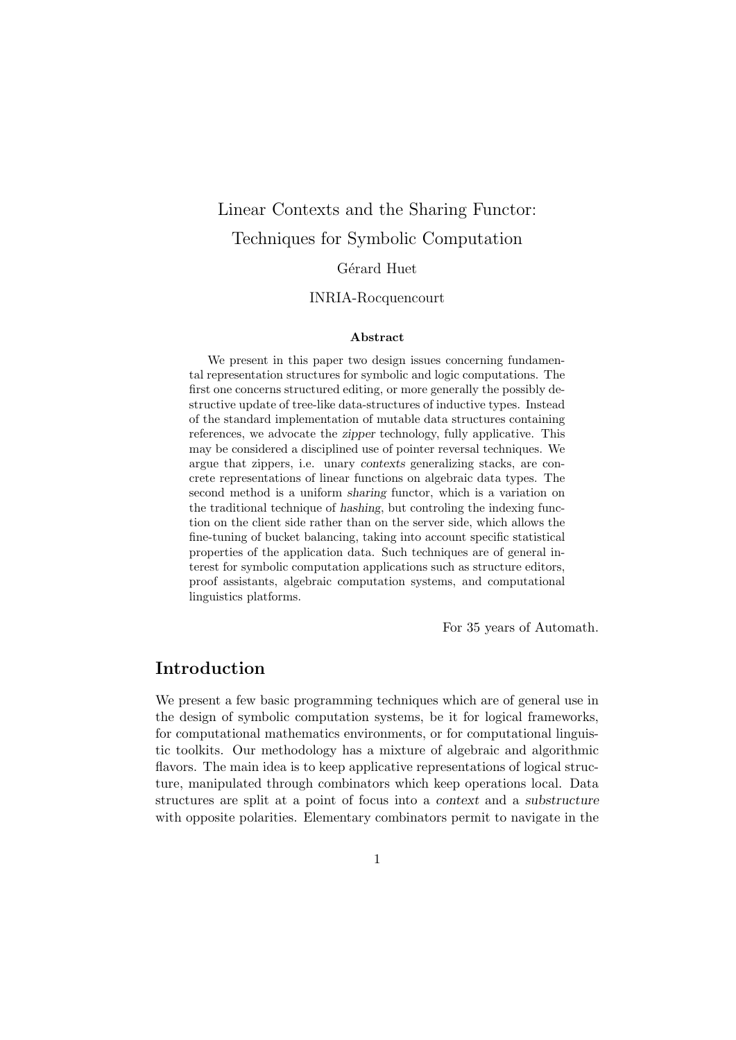# Linear Contexts and the Sharing Functor: Techniques for Symbolic Computation

Gérard Huet

INRIA-Rocquencourt

**Abstract**

We present in this paper two design issues concerning fundamental representation structures for symbolic and logic computations. The first one concerns structured editing, or more generally the possibly destructive update of tree-like data-structures of inductive types. Instead of the standard implementation of mutable data structures containing references, we advocate the *zipper* technology, fully applicative. This may be considered a disciplined use of pointer reversal techniques. We argue that zippers, i.e. unary *contexts* generalizing stacks, are concrete representations of linear functions on algebraic data types. The second method is a uniform *sharing* functor, which is a variation on the traditional technique of *hashing*, but controling the indexing function on the client side rather than on the server side, which allows the fine-tuning of bucket balancing, taking into account specific statistical properties of the application data. Such techniques are of general interest for symbolic computation applications such as structure editors, proof assistants, algebraic computation systems, and computational linguistics platforms.

For 35 years of Automath.

## Introduction

We present a few basic programming techniques which are of general use in the design of symbolic computation systems, be it for logical frameworks, for computational mathematics environments, or for computational linguistic toolkits. Our methodology has a mixture of algebraic and algorithmic flavors. The main idea is to keep applicative representations of logical structure, manipulated through combinators which keep operations local. Data structures are split at a point of focus into a *context* and a *substructure* with opposite polarities. Elementary combinators permit to navigate in the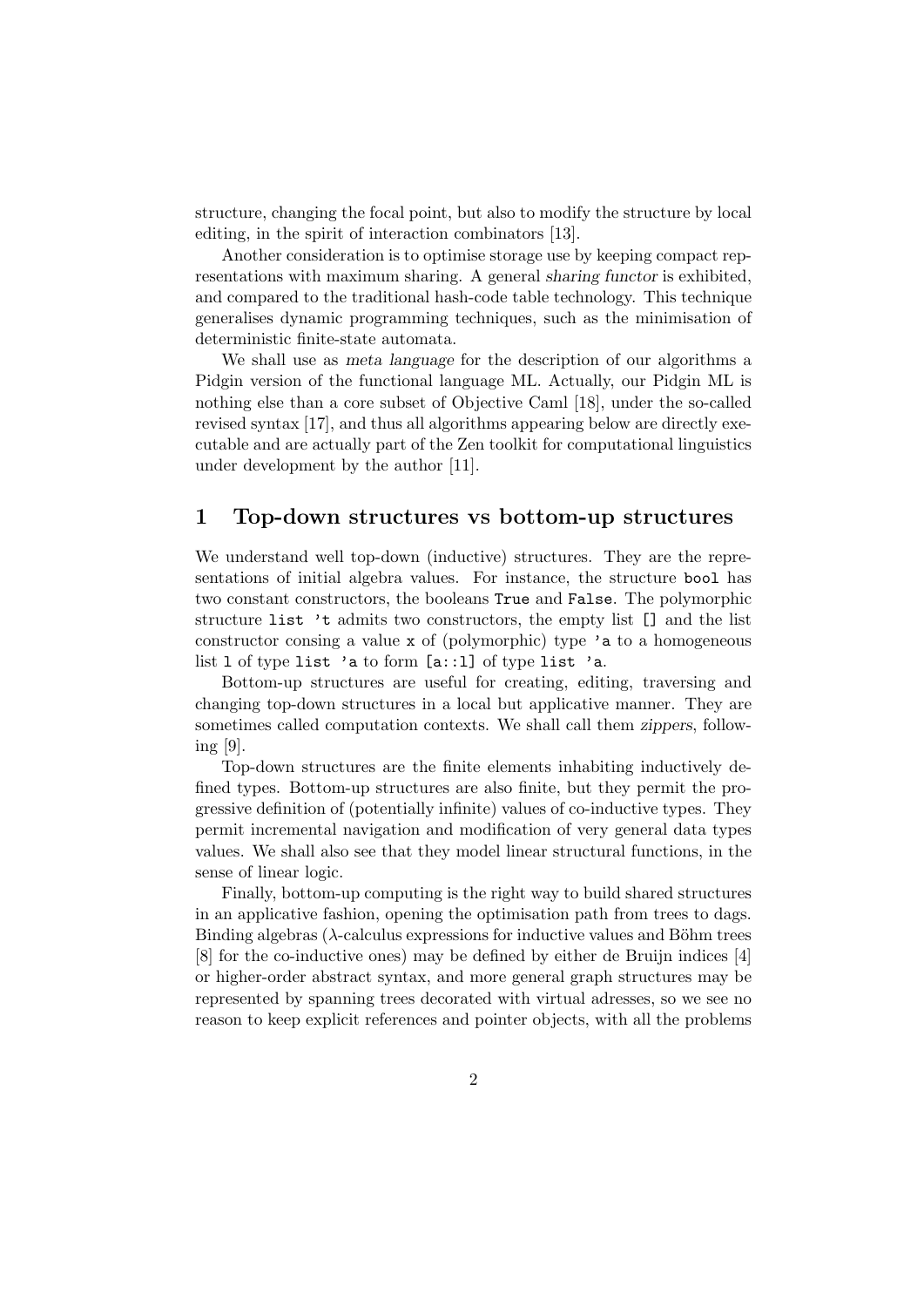structure, changing the focal point, but also to modify the structure by local editing, in the spirit of interaction combinators [13].

Another consideration is to optimise storage use by keeping compact representations with maximum sharing. A general *sharing functor* is exhibited, and compared to the traditional hash-code table technology. This technique generalises dynamic programming techniques, such as the minimisation of deterministic finite-state automata.

We shall use as *meta language* for the description of our algorithms a Pidgin version of the functional language ML. Actually, our Pidgin ML is nothing else than a core subset of Objective Caml [18], under the so-called revised syntax [17], and thus all algorithms appearing below are directly executable and are actually part of the Zen toolkit for computational linguistics under development by the author [11].

# 1 Top-down structures vs bottom-up structures

We understand well top-down (inductive) structures. They are the representations of initial algebra values. For instance, the structure `bool` has two constant constructors, the booleans `True` and `False`. The polymorphic structure `list 't` admits two constructors, the empty list `[]` and the list constructor consing a value `x` of (polymorphic) type `'a` to a homogeneous list `l` of type `list 'a` to form `[a::l]` of type `list 'a`.

Bottom-up structures are useful for creating, editing, traversing and changing top-down structures in a local but applicative manner. They are sometimes called computation contexts. We shall call them *zippers*, following [9].

Top-down structures are the finite elements inhabiting inductively defined types. Bottom-up structures are also finite, but they permit the progressive definition of (potentially infinite) values of co-inductive types. They permit incremental navigation and modification of very general data types values. We shall also see that they model linear structural functions, in the sense of linear logic.

Finally, bottom-up computing is the right way to build shared structures in an applicative fashion, opening the optimisation path from trees to dags. Binding algebras ($\lambda$-calculus expressions for inductive values and Böhm trees [8] for the co-inductive ones) may be defined by either de Bruijn indices [4] or higher-order abstract syntax, and more general graph structures may be represented by spanning trees decorated with virtual adresses, so we see no reason to keep explicit references and pointer objects, with all the problems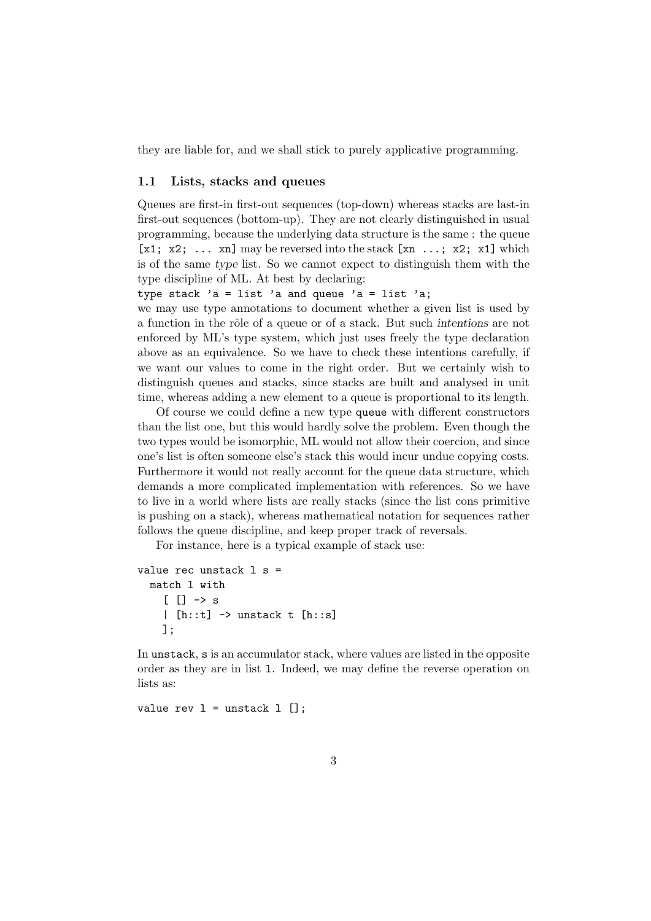they are liable for, and we shall stick to purely applicative programming.

## 1.1 Lists, stacks and queues

Queues are first-in first-out sequences (top-down) whereas stacks are last-in first-out sequences (bottom-up). They are not clearly distinguished in usual programming, because the underlying data structure is the same : the queue `[x1; x2; ... xn]` may be reversed into the stack `[xn ...; x2; x1]` which is of the same *type* list. So we cannot expect to distinguish them with the type discipline of ML. At best by declaring:
`type stack 'a = list 'a and queue 'a = list 'a;`
we may use type annotations to document whether a given list is used by a function in the rôle of a queue or of a stack. But such *intentions* are not enforced by ML's type system, which just uses freely the type declaration above as an equivalence. So we have to check these intentions carefully, if we want our values to come in the right order. But we certainly wish to distinguish queues and stacks, since stacks are built and analysed in unit time, whereas adding a new element to a queue is proportional to its length.

Of course we could define a new type `queue` with different constructors than the list one, but this would hardly solve the problem. Even though the two types would be isomorphic, ML would not allow their coercion, and since one's list is often someone else's stack this would incur undue copying costs. Furthermore it would not really account for the queue data structure, which demands a more complicated implementation with references. So we have to live in a world where lists are really stacks (since the list cons primitive is pushing on a stack), whereas mathematical notation for sequences rather follows the queue discipline, and keep proper track of reversals.

For instance, here is a typical example of stack use:

```
value rec unstack l s =
  match l with
    [ [] -> s
    | [h::t] -> unstack t [h::s]
    ];
```

In `unstack`, `s` is an accumulator stack, where values are listed in the opposite order as they are in list `l`. Indeed, we may define the reverse operation on lists as:

```
value rev l = unstack l [];
```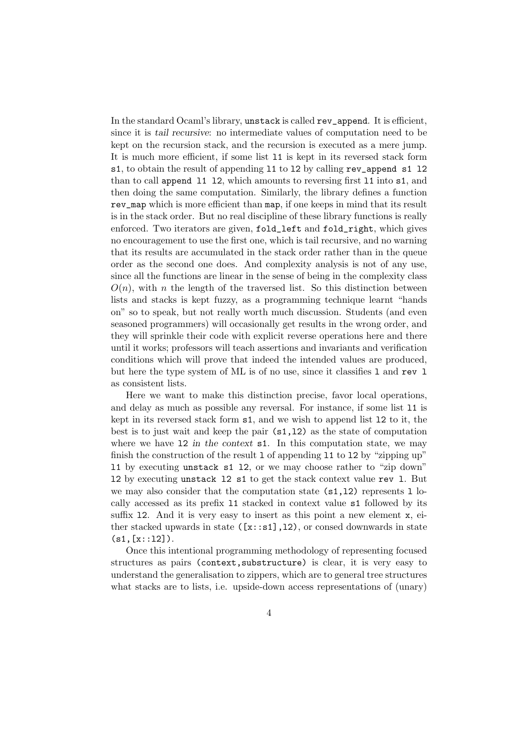In the standard Ocaml's library, `unstack` is called `rev_append`. It is efficient, since it is *tail recursive*: no intermediate values of computation need to be kept on the recursion stack, and the recursion is executed as a mere jump. It is much more efficient, if some list `l1` is kept in its reversed stack form `s1`, to obtain the result of appending `l1` to `l2` by calling `rev_append s1 l2` than to call `append l1 l2`, which amounts to reversing first `l1` into `s1`, and then doing the same computation. Similarly, the library defines a function `rev_map` which is more efficient than `map`, if one keeps in mind that its result is in the stack order. But no real discipline of these library functions is really enforced. Two iterators are given, `fold_left` and `fold_right`, which gives no encouragement to use the first one, which is tail recursive, and no warning that its results are accumulated in the stack order rather than in the queue order as the second one does. And complexity analysis is not of any use, since all the functions are linear in the sense of being in the complexity class $O(n)$, with $n$ the length of the traversed list. So this distinction between lists and stacks is kept fuzzy, as a programming technique learnt "hands on" so to speak, but not really worth much discussion. Students (and even seasoned programmers) will occasionally get results in the wrong order, and they will sprinkle their code with explicit reverse operations here and there until it works; professors will teach assertions and invariants and verification conditions which will prove that indeed the intended values are produced, but here the type system of ML is of no use, since it classifies `l` and `rev l` as consistent lists.

Here we want to make this distinction precise, favor local operations, and delay as much as possible any reversal. For instance, if some list `l1` is kept in its reversed stack form `s1`, and we wish to append list `l2` to it, the best is to just wait and keep the pair `(s1,l2)` as the state of computation where we have `l2` *in the context* `s1`. In this computation state, we may finish the construction of the result `l` of appending `l1` to `l2` by "zipping up" `l1` by executing `unstack s1 l2`, or we may choose rather to "zip down" `l2` by executing `unstack l2 s1` to get the stack context value `rev l`. But we may also consider that the computation state `(s1,l2)` represents `l` locally accessed as its prefix `l1` stacked in context value `s1` followed by its suffix `l2`. And it is very easy to insert as this point a new element `x`, either stacked upwards in state `([x::s1],l2)`, or consed downwards in state `(s1,[x::l2])`.

Once this intentional programming methodology of representing focused structures as pairs `(context,substructure)` is clear, it is very easy to understand the generalisation to zippers, which are to general tree structures what stacks are to lists, i.e. upside-down access representations of (unary)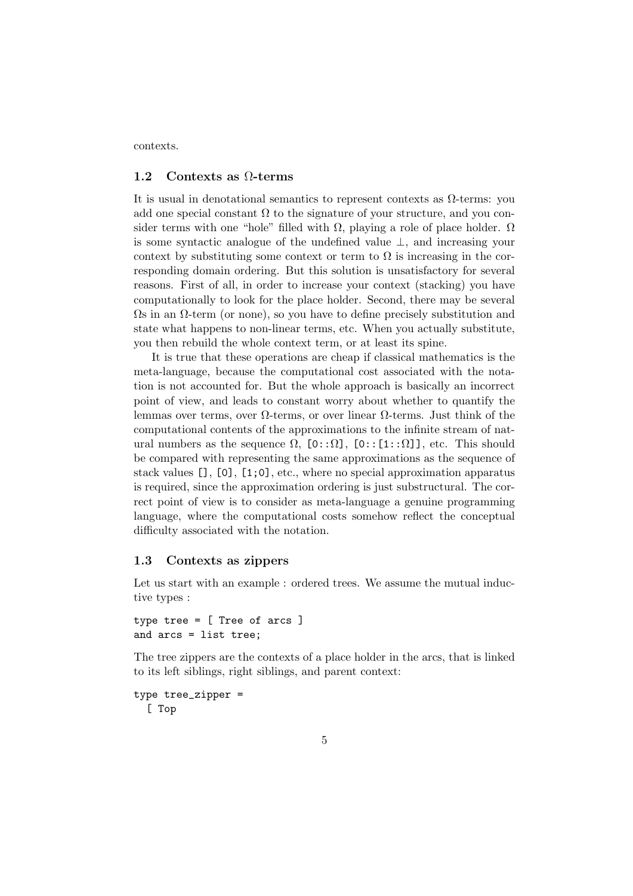contexts.

### 1.2 Contexts as Ω-terms

It is usual in denotational semantics to represent contexts as Ω-terms: you add one special constant $\Omega$ to the signature of your structure, and you consider terms with one "hole" filled with $\Omega$, playing a role of place holder. $\Omega$ is some syntactic analogue of the undefined value $\perp$, and increasing your context by substituting some context or term to $\Omega$ is increasing in the corresponding domain ordering. But this solution is unsatisfactory for several reasons. First of all, in order to increase your context (stacking) you have computationally to look for the place holder. Second, there may be several $\Omega$s in an Ω-term (or none), so you have to define precisely substitution and state what happens to non-linear terms, etc. When you actually substitute, you then rebuild the whole context term, or at least its spine.

It is true that these operations are cheap if classical mathematics is the meta-language, because the computational cost associated with the notation is not accounted for. But the whole approach is basically an incorrect point of view, and leads to constant worry about whether to quantify the lemmas over terms, over Ω-terms, or over linear Ω-terms. Just think of the computational contents of the approximations to the infinite stream of natural numbers as the sequence $\Omega$, `[0::`$\Omega$`]`, `[0::[1::`$\Omega$`]]`, etc. This should be compared with representing the same approximations as the sequence of stack values `[]`, `[0]`, `[1;0]`, etc., where no special approximation apparatus is required, since the approximation ordering is just substructural. The correct point of view is to consider as meta-language a genuine programming language, where the computational costs somehow reflect the conceptual difficulty associated with the notation.

### 1.3 Contexts as zippers

Let us start with an example : ordered trees. We assume the mutual inductive types :

```
type tree = [ Tree of arcs ]
and arcs = list tree;
```

The tree zippers are the contexts of a place holder in the arcs, that is linked to its left siblings, right siblings, and parent context:

```
type tree_zipper =
  [ Top
```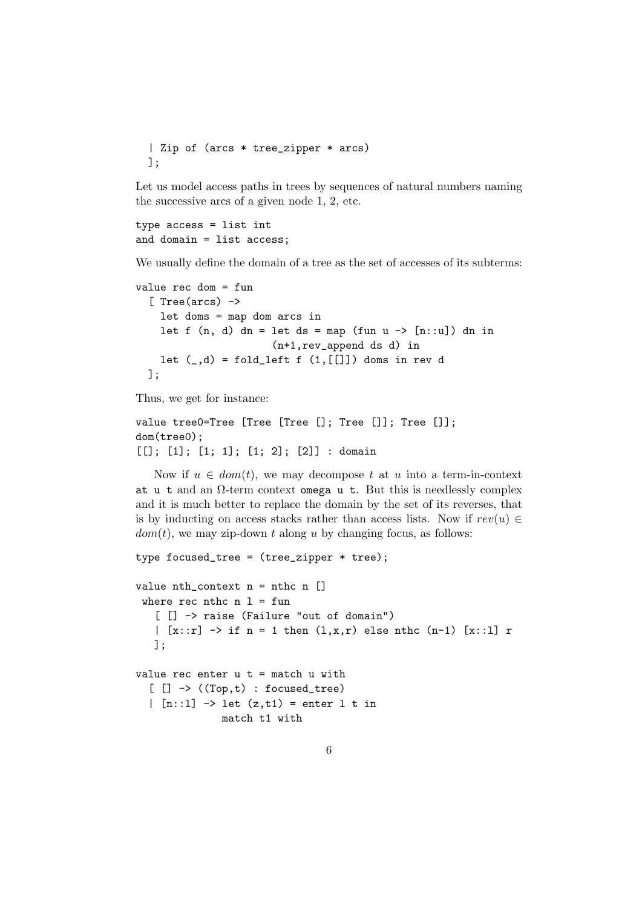```
  | Zip of (arcs * tree_zipper * arcs)
  ];
```

Let us model access paths in trees by sequences of natural numbers naming the successive arcs of a given node 1, 2, etc.

```
type access = list int
and domain = list access;
```

We usually define the domain of a tree as the set of accesses of its subterms:

```
value rec dom = fun
  [ Tree(arcs) ->
    let doms = map dom arcs in
    let f (n, d) dn = let ds = map (fun u -> [n::u]) dn in
                      (n+1,rev_append ds d) in
    let (_,d) = fold_left f (1,[[]]) doms in rev d
  ];
```

Thus, we get for instance:

```
value tree0=Tree [Tree [Tree []; Tree []]; Tree []];
dom(tree0);
[[]; [1]; [1; 1]; [1; 2]; [2]] : domain
```

Now if $u \in dom(t)$, we may decompose $t$ at $u$ into a term-in-context `at u t` and an $\Omega$-term context `omega u t`. But this is needlessly complex and it is much better to replace the domain by the set of its reverses, that is by inducting on access stacks rather than access lists. Now if $rev(u) \in dom(t)$, we may zip-down $t$ along $u$ by changing focus, as follows:

```
type focused_tree = (tree_zipper * tree);

value nth_context n = nthc n []
 where rec nthc n l = fun
   [ [] -> raise (Failure "out of domain")
   | [x::r] -> if n = 1 then (l,x,r) else nthc (n-1) [x::l] r
   ];

value rec enter u t = match u with
  [ [] -> ((Top,t) : focused_tree)
  | [n::l] -> let (z,t1) = enter l t in
              match t1 with
```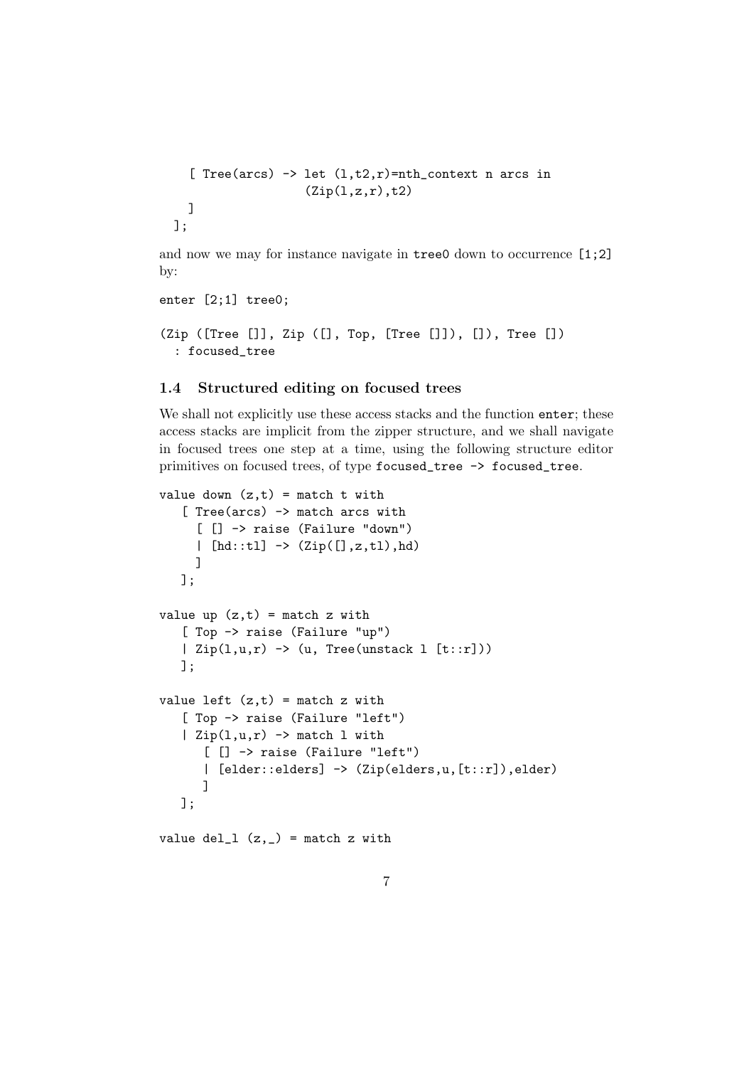```
    [ Tree(arcs) -> let (l,t2,r)=nth_context n arcs in
                    (Zip(l,z,r),t2)
    ]
  ];
```

and now we may for instance navigate in `tree0` down to occurrence `[1;2]` by:

```
enter [2;1] tree0;

(Zip ([Tree []], Zip ([], Top, [Tree []]), []), Tree [])
  : focused_tree
```

### 1.4 Structured editing on focused trees

We shall not explicitly use these access stacks and the function `enter`; these access stacks are implicit from the zipper structure, and we shall navigate in focused trees one step at a time, using the following structure editor primitives on focused trees, of type `focused_tree -> focused_tree`.

```
value down (z,t) = match t with
   [ Tree(arcs) -> match arcs with
     [ [] -> raise (Failure "down")
     | [hd::tl] -> (Zip([],z,tl),hd)
     ]
   ];

value up (z,t) = match z with
   [ Top -> raise (Failure "up")
   | Zip(l,u,r) -> (u, Tree(unstack l [t::r]))
   ];

value left (z,t) = match z with
   [ Top -> raise (Failure "left")
   | Zip(l,u,r) -> match l with
      [ [] -> raise (Failure "left")
      | [elder::elders] -> (Zip(elders,u,[t::r]),elder)
      ]
   ];

value del_l (z,_) = match z with
```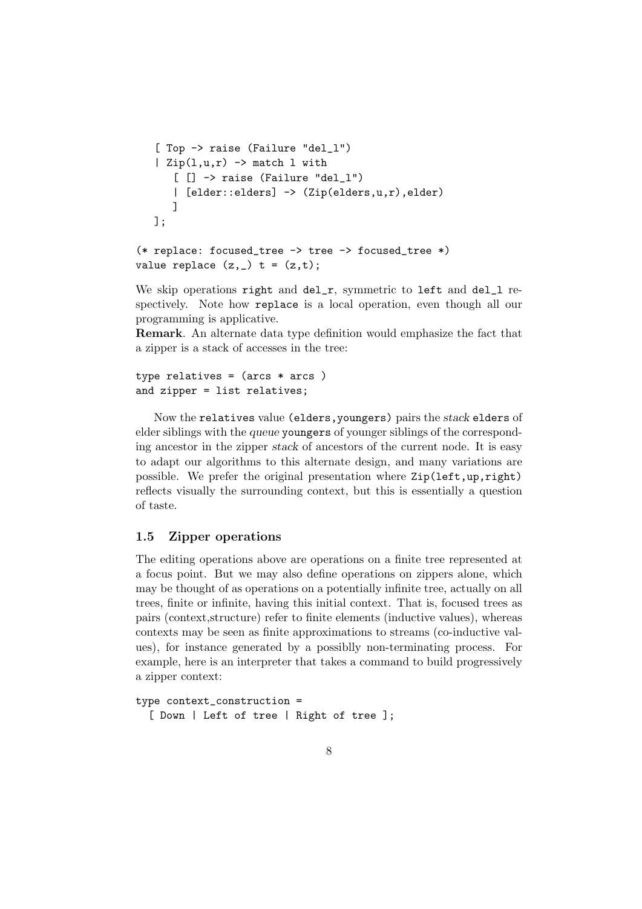```
  [ Top -> raise (Failure "del_l")
  | Zip(l,u,r) -> match l with
     [ [] -> raise (Failure "del_l")
     | [elder::elders] -> (Zip(elders,u,r),elder)
     ]
  ];

(* replace: focused_tree -> tree -> focused_tree *)
value replace (z,_) t = (z,t);
```

We skip operations `right` and `del_r`, symmetric to `left` and `del_l` respectively. Note how `replace` is a local operation, even though all our programming is applicative.

**Remark**. An alternate data type definition would emphasize the fact that a zipper is a stack of accesses in the tree:

```
type relatives = (arcs * arcs )
and zipper = list relatives;
```

Now the `relatives` value `(elders,youngers)` pairs the *stack* `elders` of elder siblings with the *queue* `youngers` of younger siblings of the corresponding ancestor in the zipper *stack* of ancestors of the current node. It is easy to adapt our algorithms to this alternate design, and many variations are possible. We prefer the original presentation where `Zip(left,up,right)` reflects visually the surrounding context, but this is essentially a question of taste.

### 1.5 Zipper operations

The editing operations above are operations on a finite tree represented at a focus point. But we may also define operations on zippers alone, which may be thought of as operations on a potentially infinite tree, actually on all trees, finite or infinite, having this initial context. That is, focused trees as pairs (context,structure) refer to finite elements (inductive values), whereas contexts may be seen as finite approximations to streams (co-inductive values), for instance generated by a possiblly non-terminating process. For example, here is an interpreter that takes a command to build progressively a zipper context:

```
type context_construction =
  [ Down | Left of tree | Right of tree ];
```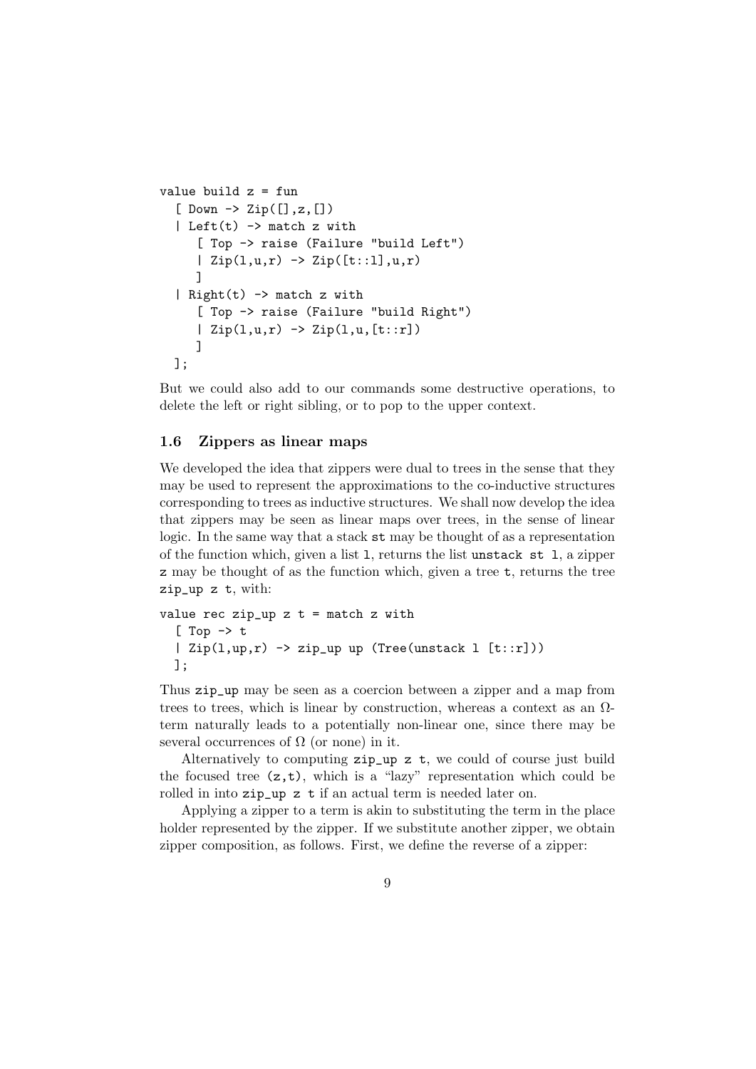```
value build z = fun
  [ Down -> Zip([],z,[])
  | Left(t) -> match z with
     [ Top -> raise (Failure "build Left")
     | Zip(l,u,r) -> Zip([t::l],u,r)
     ]
  | Right(t) -> match z with
     [ Top -> raise (Failure "build Right")
     | Zip(l,u,r) -> Zip(l,u,[t::r])
     ]
  ];
```

But we could also add to our commands some destructive operations, to delete the left or right sibling, or to pop to the upper context.

### 1.6 Zippers as linear maps

We developed the idea that zippers were dual to trees in the sense that they may be used to represent the approximations to the co-inductive structures corresponding to trees as inductive structures. We shall now develop the idea that zippers may be seen as linear maps over trees, in the sense of linear logic. In the same way that a stack `st` may be thought of as a representation of the function which, given a list `l`, returns the list `unstack st l`, a zipper `z` may be thought of as the function which, given a tree `t`, returns the tree `zip_up z t`, with:

```
value rec zip_up z t = match z with
  [ Top -> t
  | Zip(l,up,r) -> zip_up up (Tree(unstack l [t::r]))
  ];
```

Thus `zip_up` may be seen as a coercion between a zipper and a map from trees to trees, which is linear by construction, whereas a context as an $\Omega$-term naturally leads to a potentially non-linear one, since there may be several occurrences of $\Omega$ (or none) in it.

Alternatively to computing `zip_up z t`, we could of course just build the focused tree `(z,t)`, which is a "lazy" representation which could be rolled in into `zip_up z t` if an actual term is needed later on.

Applying a zipper to a term is akin to substituting the term in the place holder represented by the zipper. If we substitute another zipper, we obtain zipper composition, as follows. First, we define the reverse of a zipper: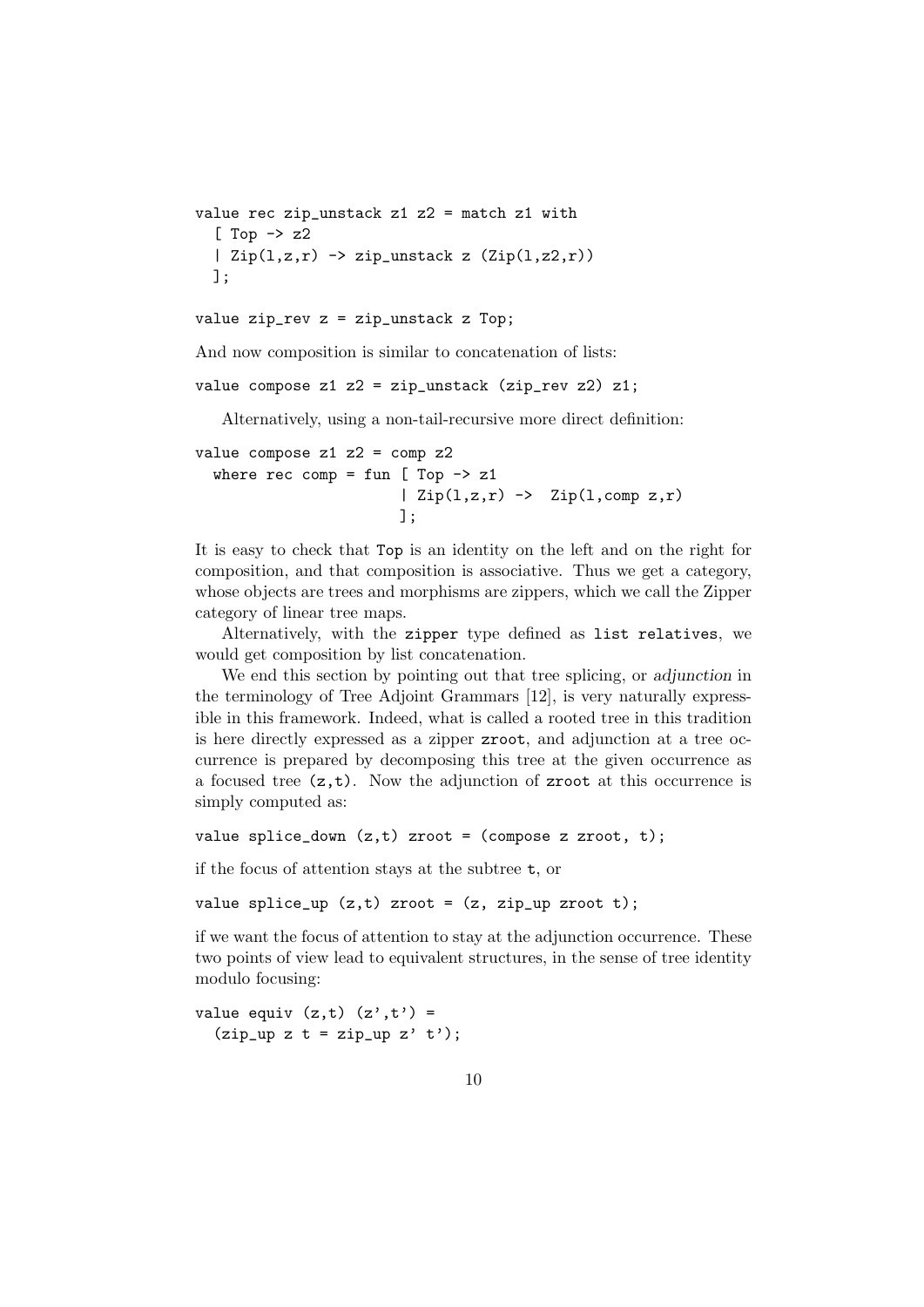```
value rec zip_unstack z1 z2 = match z1 with
  [ Top -> z2
  | Zip(l,z,r) -> zip_unstack z (Zip(l,z2,r))
  ];

value zip_rev z = zip_unstack z Top;
```

And now composition is similar to concatenation of lists:

```
value compose z1 z2 = zip_unstack (zip_rev z2) z1;
```

Alternatively, using a non-tail-recursive more direct definition:

```
value compose z1 z2 = comp z2
  where rec comp = fun [ Top -> z1
                       | Zip(l,z,r) ->  Zip(l,comp z,r)
                       ];
```

It is easy to check that `Top` is an identity on the left and on the right for composition, and that composition is associative. Thus we get a category, whose objects are trees and morphisms are zippers, which we call the Zipper category of linear tree maps.

Alternatively, with the `zipper` type defined as `list relatives`, we would get composition by list concatenation.

We end this section by pointing out that tree splicing, or *adjunction* in the terminology of Tree Adjoint Grammars [12], is very naturally expressible in this framework. Indeed, what is called a rooted tree in this tradition is here directly expressed as a zipper `zroot`, and adjunction at a tree occurrence is prepared by decomposing this tree at the given occurrence as a focused tree `(z,t)`. Now the adjunction of `zroot` at this occurrence is simply computed as:

```
value splice_down (z,t) zroot = (compose z zroot, t);
```

if the focus of attention stays at the subtree `t`, or

```
value splice_up (z,t) zroot = (z, zip_up zroot t);
```

if we want the focus of attention to stay at the adjunction occurrence. These two points of view lead to equivalent structures, in the sense of tree identity modulo focusing:

```
value equiv (z,t) (z',t') =
  (zip_up z t = zip_up z' t');
```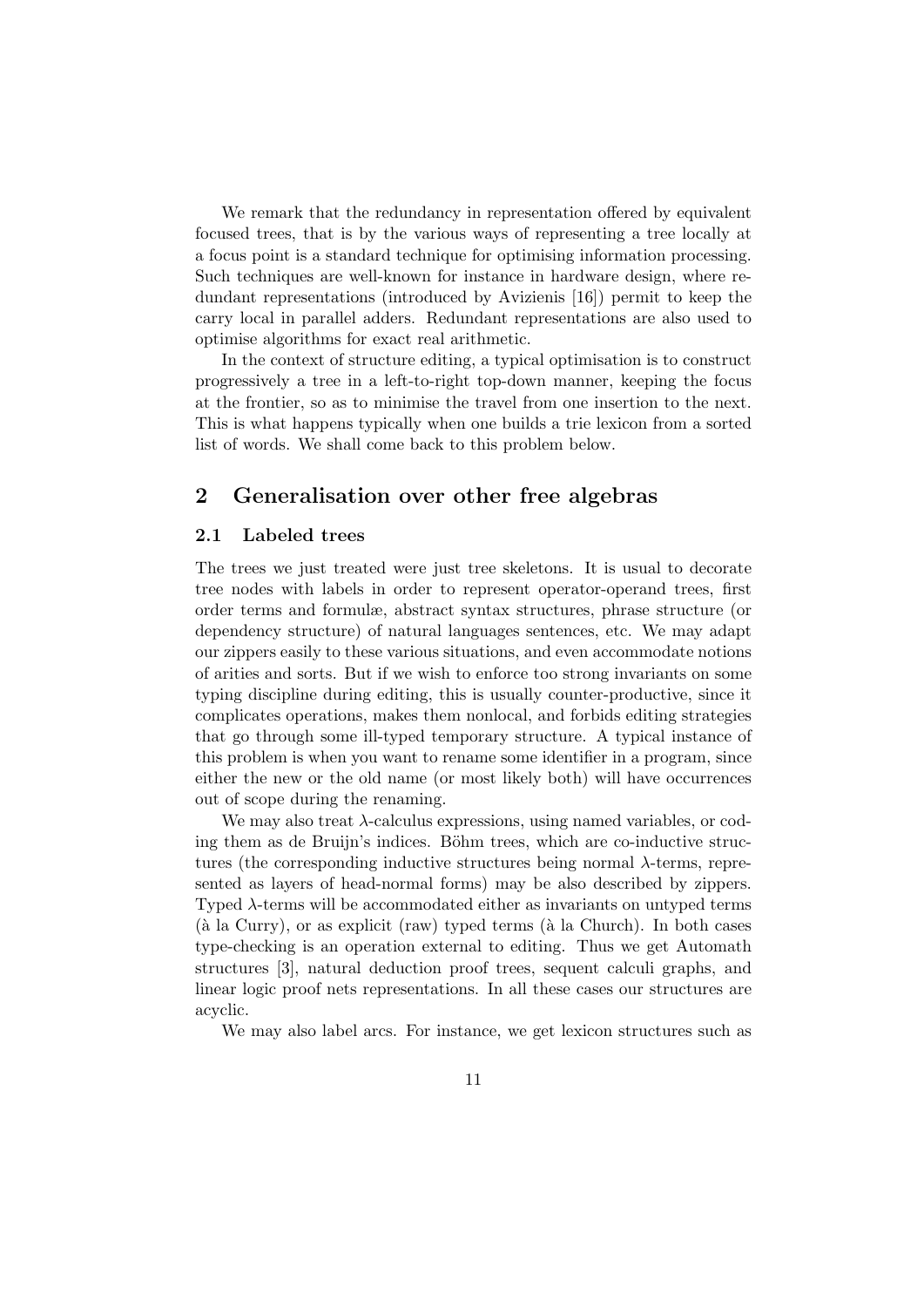We remark that the redundancy in representation offered by equivalent focused trees, that is by the various ways of representing a tree locally at a focus point is a standard technique for optimising information processing. Such techniques are well-known for instance in hardware design, where redundant representations (introduced by Avizienis [16]) permit to keep the carry local in parallel adders. Redundant representations are also used to optimise algorithms for exact real arithmetic.

In the context of structure editing, a typical optimisation is to construct progressively a tree in a left-to-right top-down manner, keeping the focus at the frontier, so as to minimise the travel from one insertion to the next. This is what happens typically when one builds a trie lexicon from a sorted list of words. We shall come back to this problem below.

## 2 Generalisation over other free algebras

### 2.1 Labeled trees

The trees we just treated were just tree skeletons. It is usual to decorate tree nodes with labels in order to represent operator-operand trees, first order terms and formulæ, abstract syntax structures, phrase structure (or dependency structure) of natural languages sentences, etc. We may adapt our zippers easily to these various situations, and even accommodate notions of arities and sorts. But if we wish to enforce too strong invariants on some typing discipline during editing, this is usually counter-productive, since it complicates operations, makes them nonlocal, and forbids editing strategies that go through some ill-typed temporary structure. A typical instance of this problem is when you want to rename some identifier in a program, since either the new or the old name (or most likely both) will have occurrences out of scope during the renaming.

We may also treat $\lambda$-calculus expressions, using named variables, or coding them as de Bruijn's indices. Böhm trees, which are co-inductive structures (the corresponding inductive structures being normal $\lambda$-terms, represented as layers of head-normal forms) may be also described by zippers. Typed $\lambda$-terms will be accommodated either as invariants on untyped terms (à la Curry), or as explicit (raw) typed terms (à la Church). In both cases type-checking is an operation external to editing. Thus we get Automath structures [3], natural deduction proof trees, sequent calculi graphs, and linear logic proof nets representations. In all these cases our structures are acyclic.

We may also label arcs. For instance, we get lexicon structures such as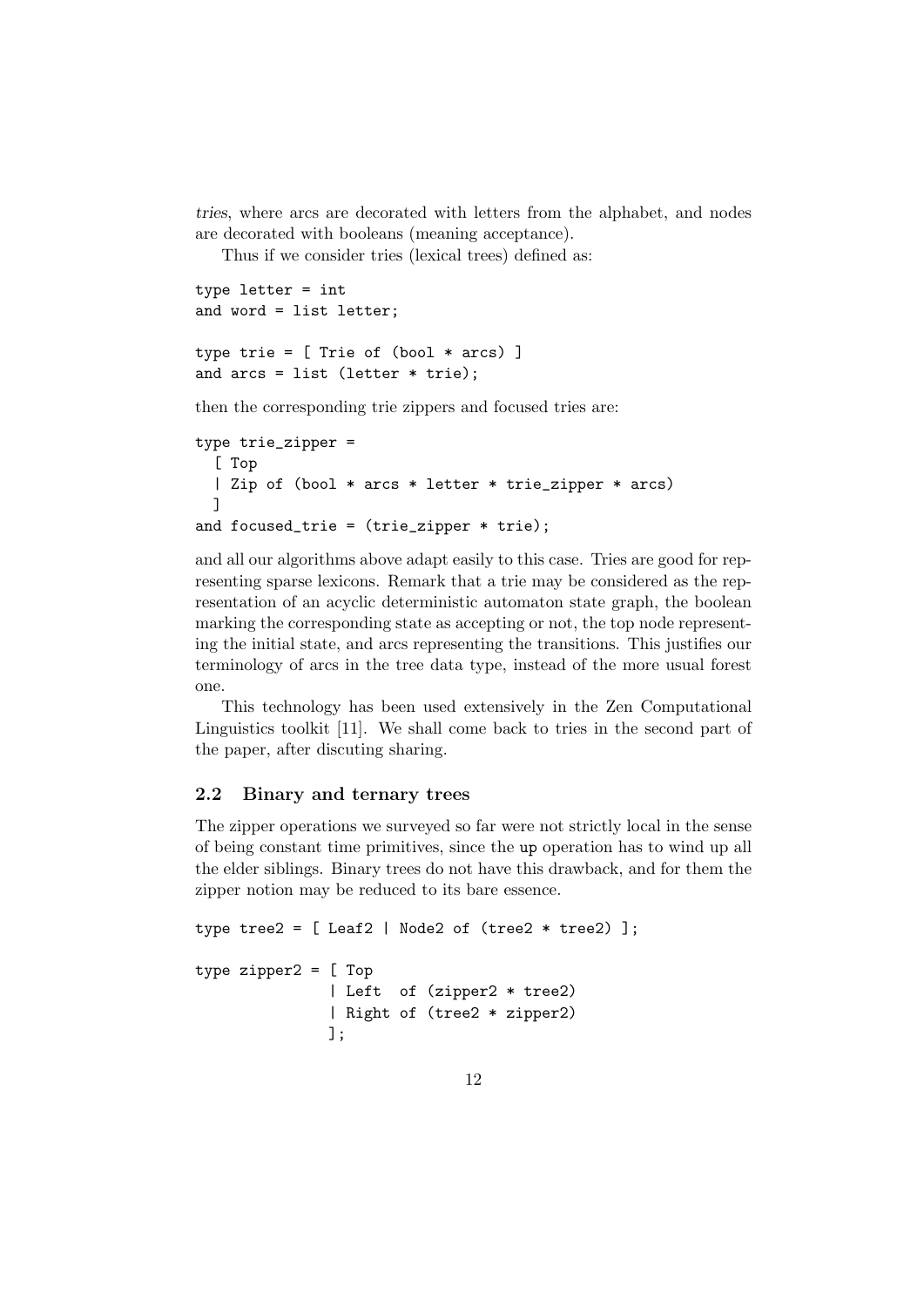*tries*, where arcs are decorated with letters from the alphabet, and nodes are decorated with booleans (meaning acceptance).

Thus if we consider tries (lexical trees) defined as:

```
type letter = int
and word = list letter;

type trie = [ Trie of (bool * arcs) ]
and arcs = list (letter * trie);
```

then the corresponding trie zippers and focused tries are:

```
type trie_zipper =
  [ Top
  | Zip of (bool * arcs * letter * trie_zipper * arcs)
  ]
and focused_trie = (trie_zipper * trie);
```

and all our algorithms above adapt easily to this case. Tries are good for representing sparse lexicons. Remark that a trie may be considered as the representation of an acyclic deterministic automaton state graph, the boolean marking the corresponding state as accepting or not, the top node representing the initial state, and arcs representing the transitions. This justifies our terminology of arcs in the tree data type, instead of the more usual forest one.

This technology has been used extensively in the Zen Computational Linguistics toolkit [11]. We shall come back to tries in the second part of the paper, after discuting sharing.

### 2.2 Binary and ternary trees

The zipper operations we surveyed so far were not strictly local in the sense of being constant time primitives, since the `up` operation has to wind up all the elder siblings. Binary trees do not have this drawback, and for them the zipper notion may be reduced to its bare essence.

```
type tree2 = [ Leaf2 | Node2 of (tree2 * tree2) ];

type zipper2 = [ Top
               | Left  of (zipper2 * tree2)
               | Right of (tree2 * zipper2)
               ];
```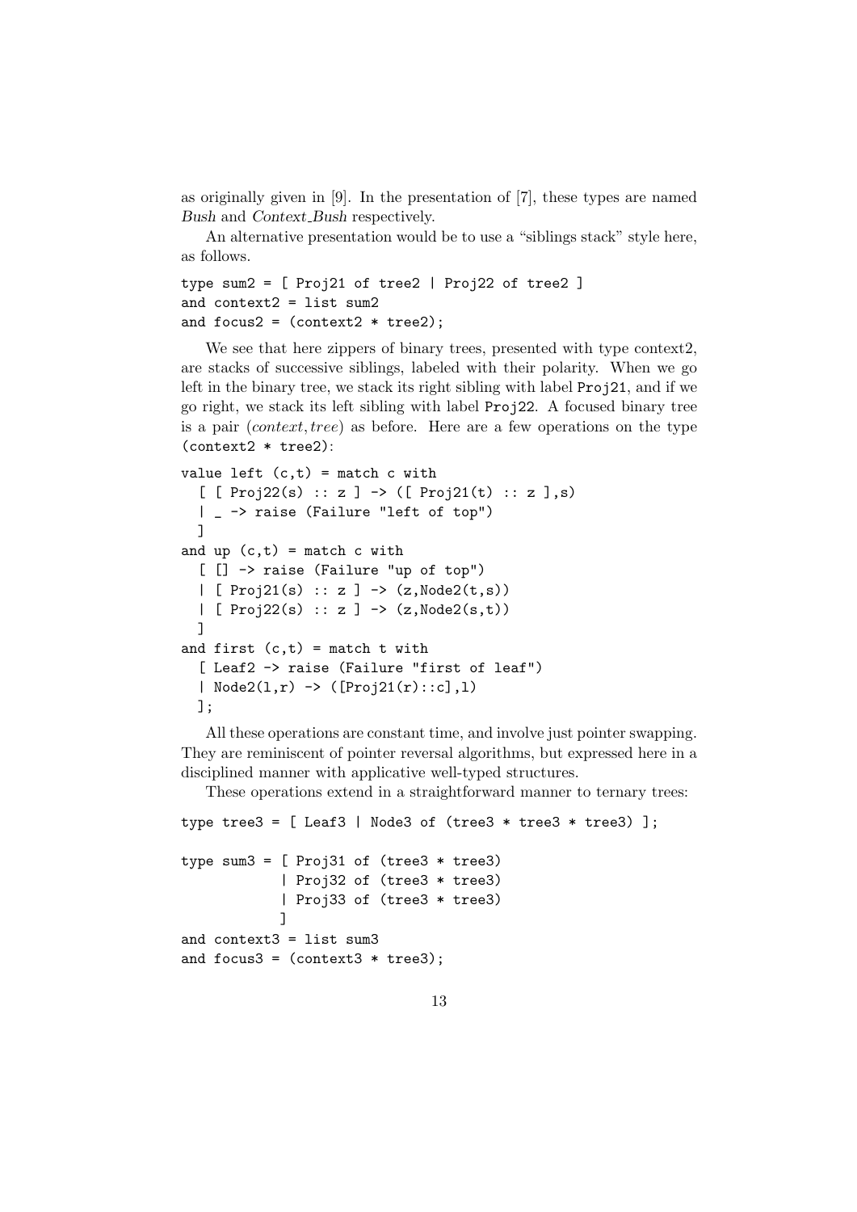as originally given in [9]. In the presentation of [7], these types are named *Bush* and *Context_Bush* respectively.

An alternative presentation would be to use a "siblings stack" style here, as follows.

```
type sum2 = [ Proj21 of tree2 | Proj22 of tree2 ]
and context2 = list sum2
and focus2 = (context2 * tree2);
```

We see that here zippers of binary trees, presented with type context2, are stacks of successive siblings, labeled with their polarity. When we go left in the binary tree, we stack its right sibling with label `Proj21`, and if we go right, we stack its left sibling with label `Proj22`. A focused binary tree is a pair (*context*, *tree*) as before. Here are a few operations on the type `(context2 * tree2)`:

```
value left (c,t) = match c with
  [ [ Proj22(s) :: z ] -> ([ Proj21(t) :: z ],s)
  | _ -> raise (Failure "left of top")
  ]
and up (c,t) = match c with
  [ [] -> raise (Failure "up of top")
  | [ Proj21(s) :: z ] -> (z,Node2(t,s))
  | [ Proj22(s) :: z ] -> (z,Node2(s,t))
  ]
and first (c,t) = match t with
  [ Leaf2 -> raise (Failure "first of leaf")
  | Node2(l,r) -> ([Proj21(r)::c],l)
  ];
```

All these operations are constant time, and involve just pointer swapping. They are reminiscent of pointer reversal algorithms, but expressed here in a disciplined manner with applicative well-typed structures.

These operations extend in a straightforward manner to ternary trees:

```
type tree3 = [ Leaf3 | Node3 of (tree3 * tree3 * tree3) ];

type sum3 = [ Proj31 of (tree3 * tree3)
            | Proj32 of (tree3 * tree3)
            | Proj33 of (tree3 * tree3)
            ]
and context3 = list sum3
and focus3 = (context3 * tree3);
```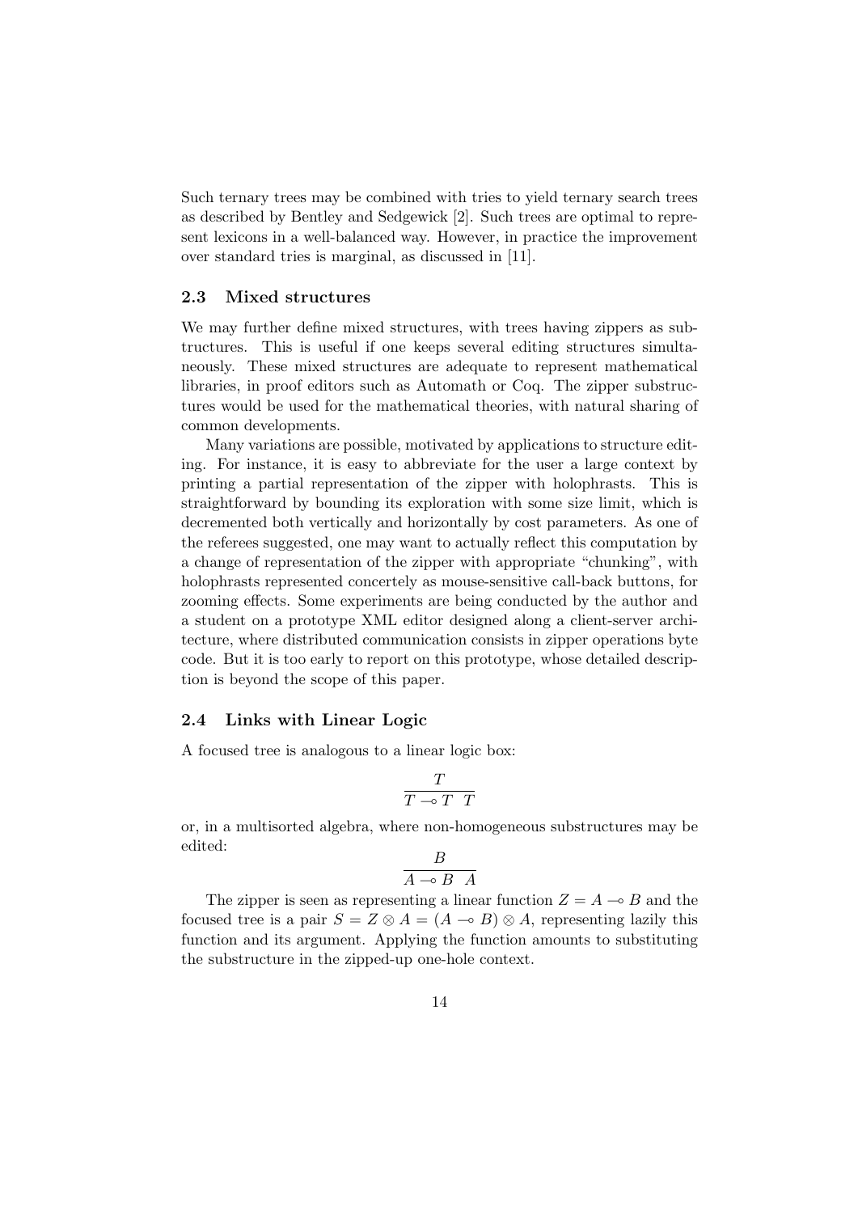Such ternary trees may be combined with tries to yield ternary search trees as described by Bentley and Sedgewick [2]. Such trees are optimal to represent lexicons in a well-balanced way. However, in practice the improvement over standard tries is marginal, as discussed in [11].

### 2.3 Mixed structures

We may further define mixed structures, with trees having zippers as subtructures. This is useful if one keeps several editing structures simultaneously. These mixed structures are adequate to represent mathematical libraries, in proof editors such as Automath or Coq. The zipper substructures would be used for the mathematical theories, with natural sharing of common developments.

Many variations are possible, motivated by applications to structure editing. For instance, it is easy to abbreviate for the user a large context by printing a partial representation of the zipper with holophrasts. This is straightforward by bounding its exploration with some size limit, which is decremented both vertically and horizontally by cost parameters. As one of the referees suggested, one may want to actually reflect this computation by a change of representation of the zipper with appropriate "chunking", with holophrasts represented concertely as mouse-sensitive call-back buttons, for zooming effects. Some experiments are being conducted by the author and a student on a prototype XML editor designed along a client-server architecture, where distributed communication consists in zipper operations byte code. But it is too early to report on this prototype, whose detailed description is beyond the scope of this paper.

### 2.4 Links with Linear Logic

A focused tree is analogous to a linear logic box:

$$\frac{T}{T \multimap T \quad T}$$

or, in a multisorted algebra, where non-homogeneous substructures may be edited:

$$\frac{B}{A \multimap B \quad A}$$

The zipper is seen as representing a linear function $Z = A \multimap B$ and the focused tree is a pair $S = Z \otimes A = (A \multimap B) \otimes A$, representing lazily this function and its argument. Applying the function amounts to substituting the substructure in the zipped-up one-hole context.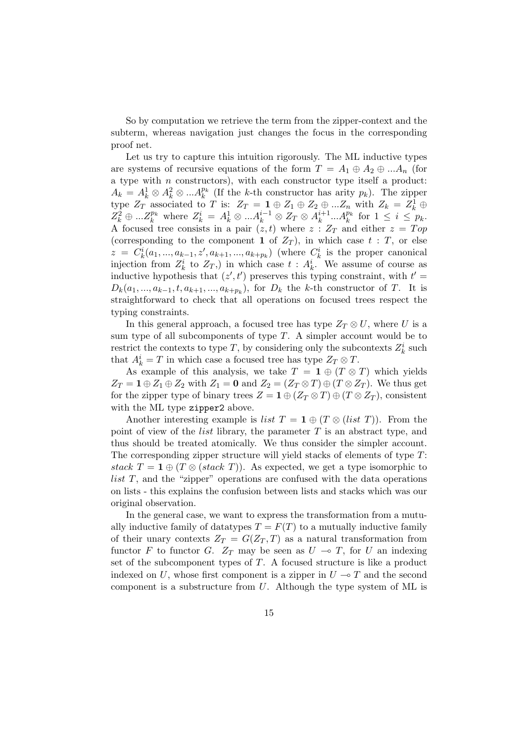So by computation we retrieve the term from the zipper-context and the subterm, whereas navigation just changes the focus in the corresponding proof net.

Let us try to capture this intuition rigorously. The ML inductive types are systems of recursive equations of the form $T = A_1 \oplus A_2 \oplus ...A_n$ (for a type with $n$ constructors), with each constructor type itself a product: $A_k = A_k^1 \otimes A_k^2 \otimes ...A_k^{p_k}$ (If the $k$-th constructor has arity $p_k$). The zipper type $Z_T$ associated to $T$ is: $Z_T = \mathbf{1} \oplus Z_1 \oplus Z_2 \oplus ...Z_n$ with $Z_k = Z_k^1 \oplus Z_k^2 \oplus ...Z_k^{p_k}$ where $Z_k^i = A_k^1 \otimes ...A_k^{i-1} \otimes Z_T \otimes A_k^{i+1}...A_k^{p_k}$ for $1 \leq i \leq p_k$. A focused tree consists in a pair $(z, t)$ where $z : Z_T$ and either $z = Top$ (corresponding to the component $\mathbf{1}$ of $Z_T$), in which case $t : T$, or else $z = C_k^i(a_1, ..., a_{k-1}, z', a_{k+1}, ..., a_{k+p_k})$ (where $C_k^i$ is the proper canonical injection from $Z_k^i$ to $Z_T$,) in which case $t : A_k^i$. We assume of course as inductive hypothesis that $(z', t')$ preserves this typing constraint, with $t' = D_k(a_1, ..., a_{k-1}, t, a_{k+1}, ..., a_{k+p_k})$, for $D_k$ the $k$-th constructor of $T$. It is straightforward to check that all operations on focused trees respect the typing constraints.

In this general approach, a focused tree has type $Z_T \otimes U$, where $U$ is a sum type of all subcomponents of type $T$. A simpler account would be to restrict the contexts to type $T$, by considering only the subcontexts $Z_k^i$ such that $A_k^i = T$ in which case a focused tree has type $Z_T \otimes T$.

As example of this analysis, we take $T = \mathbf{1} \oplus (T \otimes T)$ which yields $Z_T = \mathbf{1} \oplus Z_1 \oplus Z_2$ with $Z_1 = \mathbf{0}$ and $Z_2 = (Z_T \otimes T) \oplus (T \otimes Z_T)$. We thus get for the zipper type of binary trees $Z = \mathbf{1} \oplus (Z_T \otimes T) \oplus (T \otimes Z_T)$, consistent with the ML type `zipper2` above.

Another interesting example is $list\ T = \mathbf{1} \oplus (T \otimes (list\ T))$. From the point of view of the *list* library, the parameter $T$ is an abstract type, and thus should be treated atomically. We thus consider the simpler account. The corresponding zipper structure will yield stacks of elements of type $T$: $stack\ T = \mathbf{1} \oplus (T \otimes (stack\ T))$. As expected, we get a type isomorphic to $list\ T$, and the "zipper" operations are confused with the data operations on lists - this explains the confusion between lists and stacks which was our original observation.

In the general case, we want to express the transformation from a mutually inductive family of datatypes $T = F(T)$ to a mutually inductive family of their unary contexts $Z_T = G(Z_T, T)$ as a natural transformation from functor $F$ to functor $G$. $Z_T$ may be seen as $U \multimap T$, for $U$ an indexing set of the subcomponent types of $T$. A focused structure is like a product indexed on $U$, whose first component is a zipper in $U \multimap T$ and the second component is a substructure from $U$. Although the type system of ML is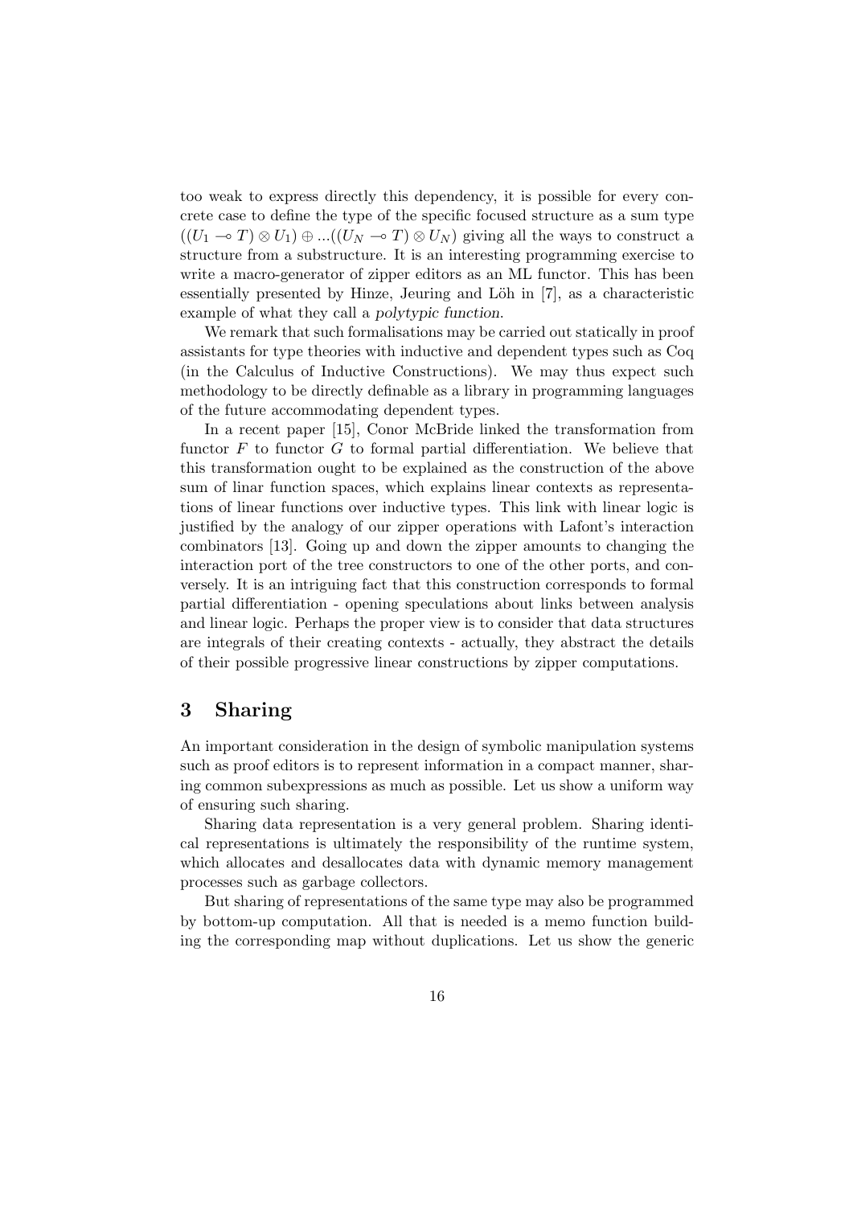too weak to express directly this dependency, it is possible for every concrete case to define the type of the specific focused structure as a sum type $((U_1 \multimap T) \otimes U_1) \oplus ...((U_N \multimap T) \otimes U_N)$ giving all the ways to construct a structure from a substructure. It is an interesting programming exercise to write a macro-generator of zipper editors as an ML functor. This has been essentially presented by Hinze, Jeuring and Löh in [7], as a characteristic example of what they call a *polytypic function*.

We remark that such formalisations may be carried out statically in proof assistants for type theories with inductive and dependent types such as Coq (in the Calculus of Inductive Constructions). We may thus expect such methodology to be directly definable as a library in programming languages of the future accommodating dependent types.

In a recent paper [15], Conor McBride linked the transformation from functor $F$ to functor $G$ to formal partial differentiation. We believe that this transformation ought to be explained as the construction of the above sum of linar function spaces, which explains linear contexts as representations of linear functions over inductive types. This link with linear logic is justified by the analogy of our zipper operations with Lafont's interaction combinators [13]. Going up and down the zipper amounts to changing the interaction port of the tree constructors to one of the other ports, and conversely. It is an intriguing fact that this construction corresponds to formal partial differentiation - opening speculations about links between analysis and linear logic. Perhaps the proper view is to consider that data structures are integrals of their creating contexts - actually, they abstract the details of their possible progressive linear constructions by zipper computations.

## 3 Sharing

An important consideration in the design of symbolic manipulation systems such as proof editors is to represent information in a compact manner, sharing common subexpressions as much as possible. Let us show a uniform way of ensuring such sharing.

Sharing data representation is a very general problem. Sharing identical representations is ultimately the responsibility of the runtime system, which allocates and desallocates data with dynamic memory management processes such as garbage collectors.

But sharing of representations of the same type may also be programmed by bottom-up computation. All that is needed is a memo function building the corresponding map without duplications. Let us show the generic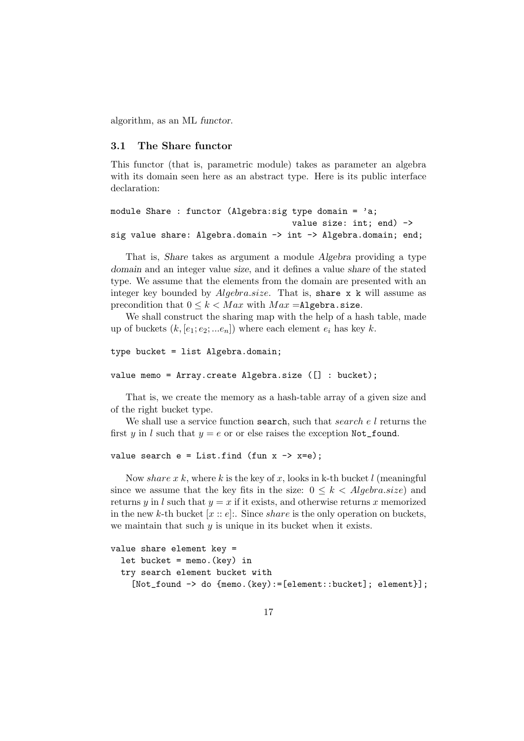algorithm, as an ML *functor*.

### 3.1 The Share functor

This functor (that is, parametric module) takes as parameter an algebra with its domain seen here as an abstract type. Here is its public interface declaration:

```
module Share : functor (Algebra:sig type domain = 'a;
                                    value size: int; end) ->
sig value share: Algebra.domain -> int -> Algebra.domain; end;
```

That is, *Share* takes as argument a module *Algebra* providing a type *domain* and an integer value *size*, and it defines a value *share* of the stated type. We assume that the elements from the domain are presented with an integer key bounded by *Algebra.size*. That is, `share x k` will assume as precondition that $0 \leq k < Max$ with $Max =$`Algebra.size`.

We shall construct the sharing map with the help of a hash table, made up of buckets $(k, [e_1; e_2; ...e_n])$ where each element $e_i$ has key $k$.

```
type bucket = list Algebra.domain;

value memo = Array.create Algebra.size ([] : bucket);
```

That is, we create the memory as a hash-table array of a given size and of the right bucket type.

We shall use a service function `search`, such that *search e l* returns the first $y$ in $l$ such that $y = e$ or or else raises the exception `Not_found`.

```
value search e = List.find (fun x -> x=e);
```

Now *share x k*, where $k$ is the key of $x$, looks in k-th bucket $l$ (meaningful since we assume that the key fits in the size: $0 \leq k < Algebra.size$) and returns $y$ in $l$ such that $y = x$ if it exists, and otherwise returns $x$ memorized in the new $k$-th bucket $[x :: e]$:. Since *share* is the only operation on buckets, we maintain that such $y$ is unique in its bucket when it exists.

```
value share element key =
  let bucket = memo.(key) in
  try search element bucket with
    [Not_found -> do {memo.(key):=[element::bucket]; element}];
```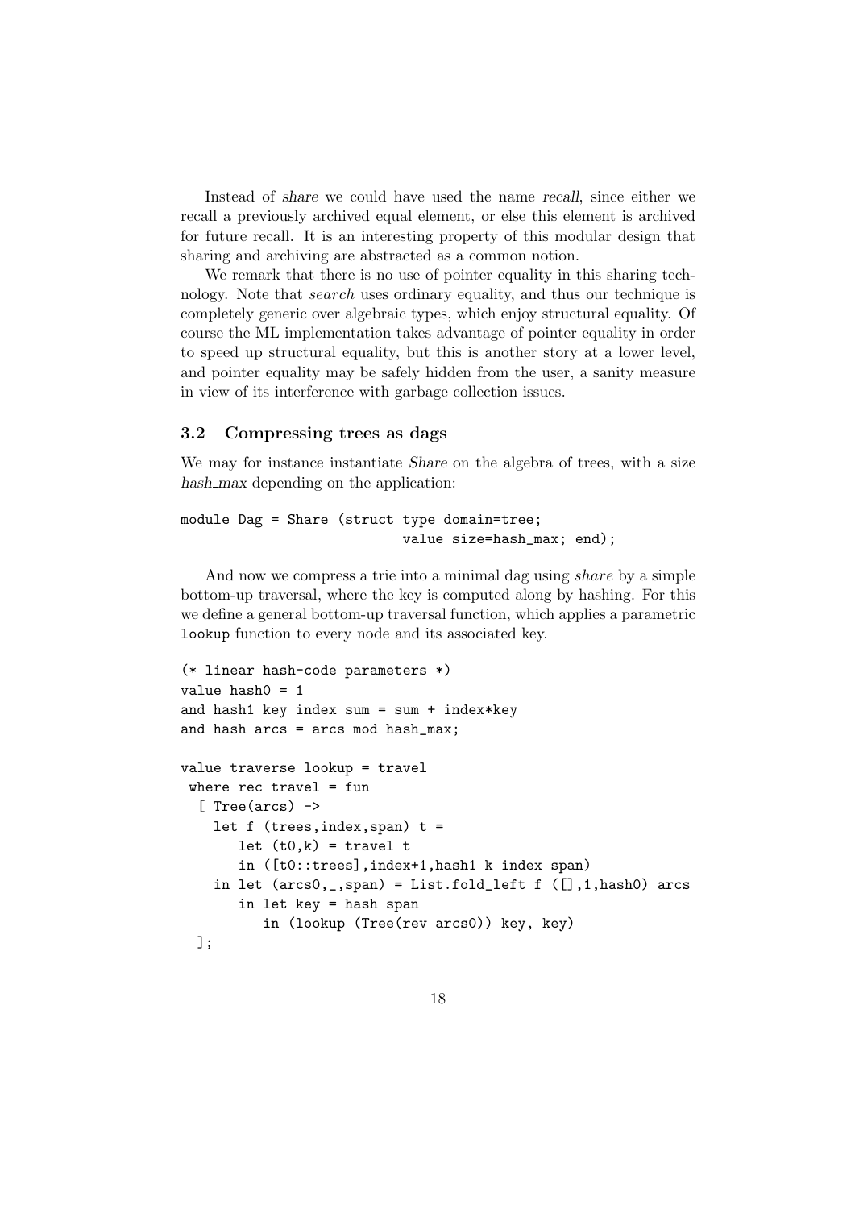Instead of *share* we could have used the name *recall*, since either we recall a previously archived equal element, or else this element is archived for future recall. It is an interesting property of this modular design that sharing and archiving are abstracted as a common notion.

We remark that there is no use of pointer equality in this sharing technology. Note that *search* uses ordinary equality, and thus our technique is completely generic over algebraic types, which enjoy structural equality. Of course the ML implementation takes advantage of pointer equality in order to speed up structural equality, but this is another story at a lower level, and pointer equality may be safely hidden from the user, a sanity measure in view of its interference with garbage collection issues.

### 3.2 Compressing trees as dags

We may for instance instantiate *Share* on the algebra of trees, with a size *hash_max* depending on the application:

```
module Dag = Share (struct type domain=tree;
                           value size=hash_max; end);
```

And now we compress a trie into a minimal dag using *share* by a simple bottom-up traversal, where the key is computed along by hashing. For this we define a general bottom-up traversal function, which applies a parametric `lookup` function to every node and its associated key.

```
(* linear hash-code parameters *)
value hash0 = 1
and hash1 key index sum = sum + index*key
and hash arcs = arcs mod hash_max;

value traverse lookup = travel
 where rec travel = fun
  [ Tree(arcs) ->
    let f (trees,index,span) t =
       let (t0,k) = travel t
       in ([t0::trees],index+1,hash1 k index span)
    in let (arcs0,_,span) = List.fold_left f ([],1,hash0) arcs
       in let key = hash span
          in (lookup (Tree(rev arcs0)) key, key)
  ];
```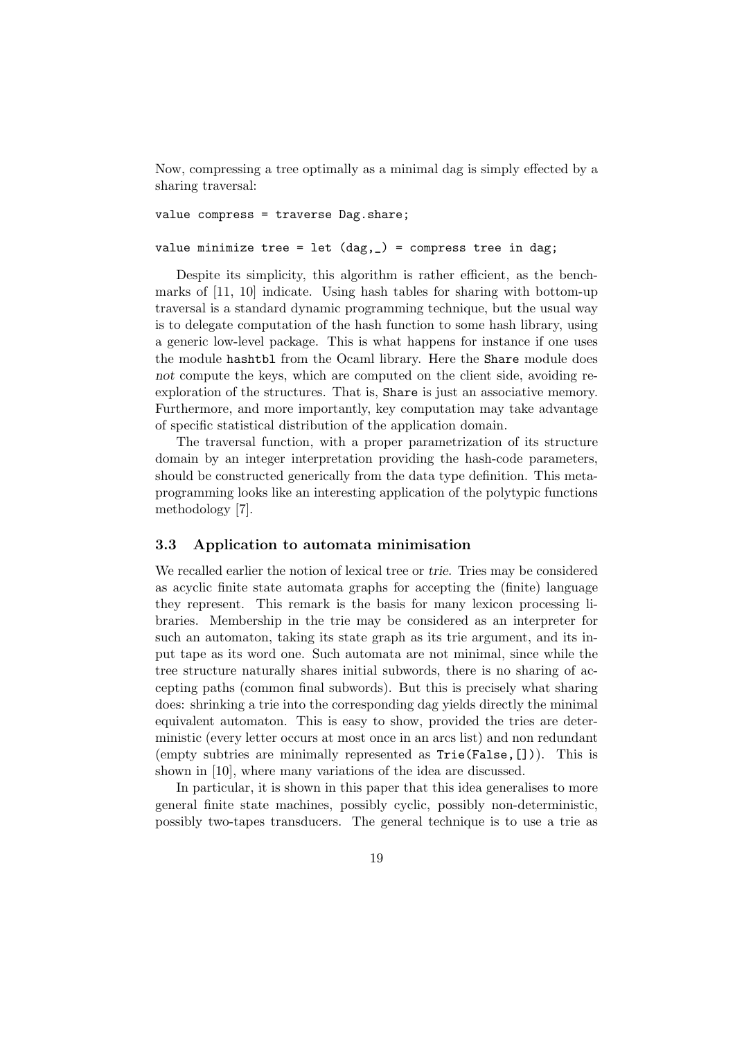Now, compressing a tree optimally as a minimal dag is simply effected by a sharing traversal:

```
value compress = traverse Dag.share;

value minimize tree = let (dag,_) = compress tree in dag;
```

Despite its simplicity, this algorithm is rather efficient, as the benchmarks of [11, 10] indicate. Using hash tables for sharing with bottom-up traversal is a standard dynamic programming technique, but the usual way is to delegate computation of the hash function to some hash library, using a generic low-level package. This is what happens for instance if one uses the module `hashtbl` from the Ocaml library. Here the `Share` module does *not* compute the keys, which are computed on the client side, avoiding re-exploration of the structures. That is, `Share` is just an associative memory. Furthermore, and more importantly, key computation may take advantage of specific statistical distribution of the application domain.

The traversal function, with a proper parametrization of its structure domain by an integer interpretation providing the hash-code parameters, should be constructed generically from the data type definition. This meta-programming looks like an interesting application of the polytypic functions methodology [7].

### 3.3 Application to automata minimisation

We recalled earlier the notion of lexical tree or *trie*. Tries may be considered as acyclic finite state automata graphs for accepting the (finite) language they represent. This remark is the basis for many lexicon processing libraries. Membership in the trie may be considered as an interpreter for such an automaton, taking its state graph as its trie argument, and its input tape as its word one. Such automata are not minimal, since while the tree structure naturally shares initial subwords, there is no sharing of accepting paths (common final subwords). But this is precisely what sharing does: shrinking a trie into the corresponding dag yields directly the minimal equivalent automaton. This is easy to show, provided the tries are deterministic (every letter occurs at most once in an arcs list) and non redundant (empty subtries are minimally represented as `Trie(False,[])`). This is shown in [10], where many variations of the idea are discussed.

In particular, it is shown in this paper that this idea generalises to more general finite state machines, possibly cyclic, possibly non-deterministic, possibly two-tapes transducers. The general technique is to use a trie as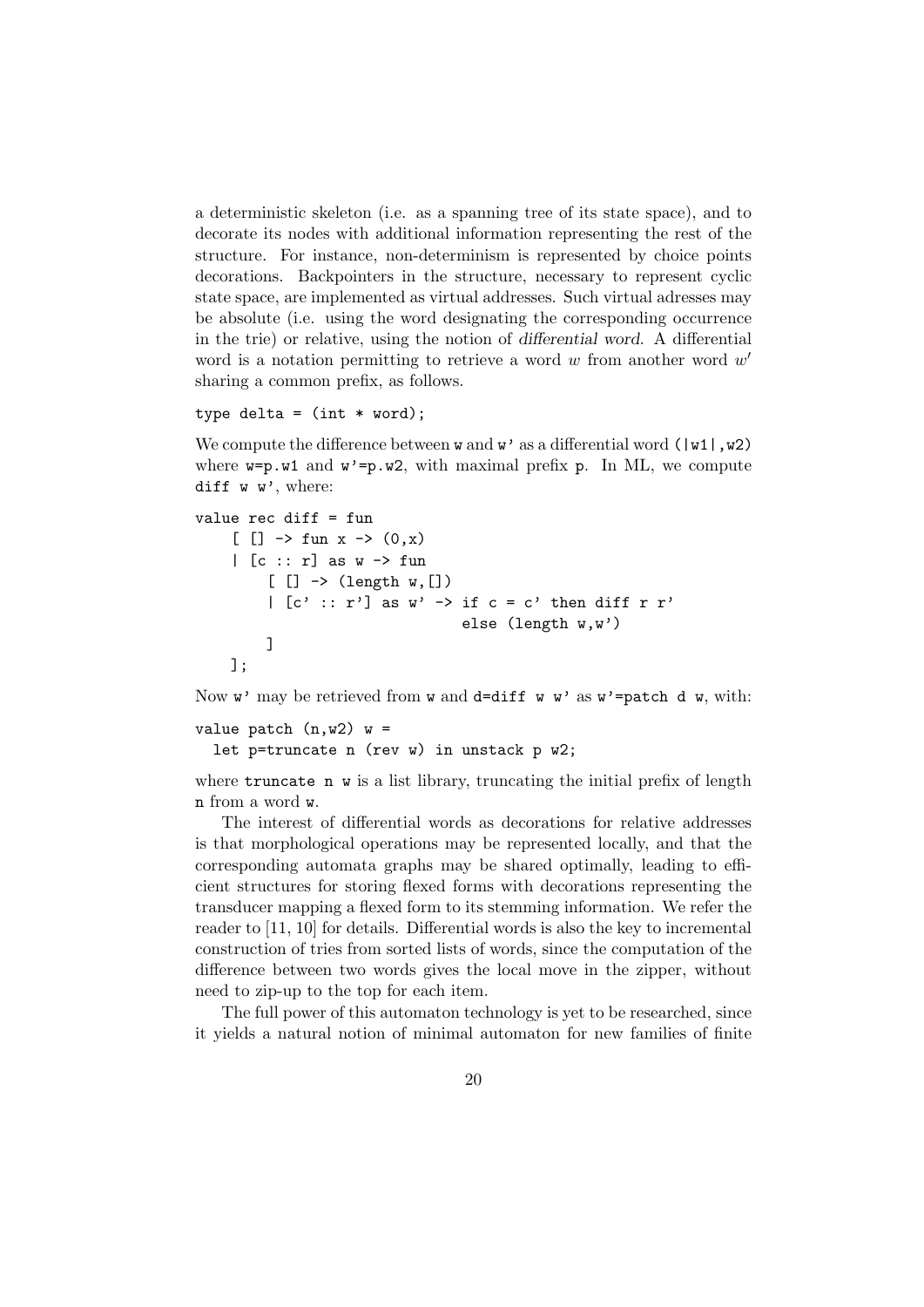a deterministic skeleton (i.e. as a spanning tree of its state space), and to decorate its nodes with additional information representing the rest of the structure. For instance, non-determinism is represented by choice points decorations. Backpointers in the structure, necessary to represent cyclic state space, are implemented as virtual addresses. Such virtual adresses may be absolute (i.e. using the word designating the corresponding occurrence in the trie) or relative, using the notion of *differential word*. A differential word is a notation permitting to retrieve a word $w$ from another word $w'$ sharing a common prefix, as follows.

```
type delta = (int * word);
```

We compute the difference between `w` and `w'` as a differential word `(|w1|,w2)` where `w=p.w1` and `w'=p.w2`, with maximal prefix `p`. In ML, we compute `diff w w'`, where:

```
value rec diff = fun
    [ [] -> fun x -> (0,x)
    | [c :: r] as w -> fun
        [ [] -> (length w,[])
        | [c' :: r'] as w' -> if c = c' then diff r r'
                              else (length w,w')
        ]
    ];
```

Now `w'` may be retrieved from `w` and `d=diff w w'` as `w'=patch d w`, with:

```
value patch (n,w2) w =
  let p=truncate n (rev w) in unstack p w2;
```

where `truncate n w` is a list library, truncating the initial prefix of length `n` from a word `w`.

The interest of differential words as decorations for relative addresses is that morphological operations may be represented locally, and that the corresponding automata graphs may be shared optimally, leading to efficient structures for storing flexed forms with decorations representing the transducer mapping a flexed form to its stemming information. We refer the reader to [11, 10] for details. Differential words is also the key to incremental construction of tries from sorted lists of words, since the computation of the difference between two words gives the local move in the zipper, without need to zip-up to the top for each item.

The full power of this automaton technology is yet to be researched, since it yields a natural notion of minimal automaton for new families of finite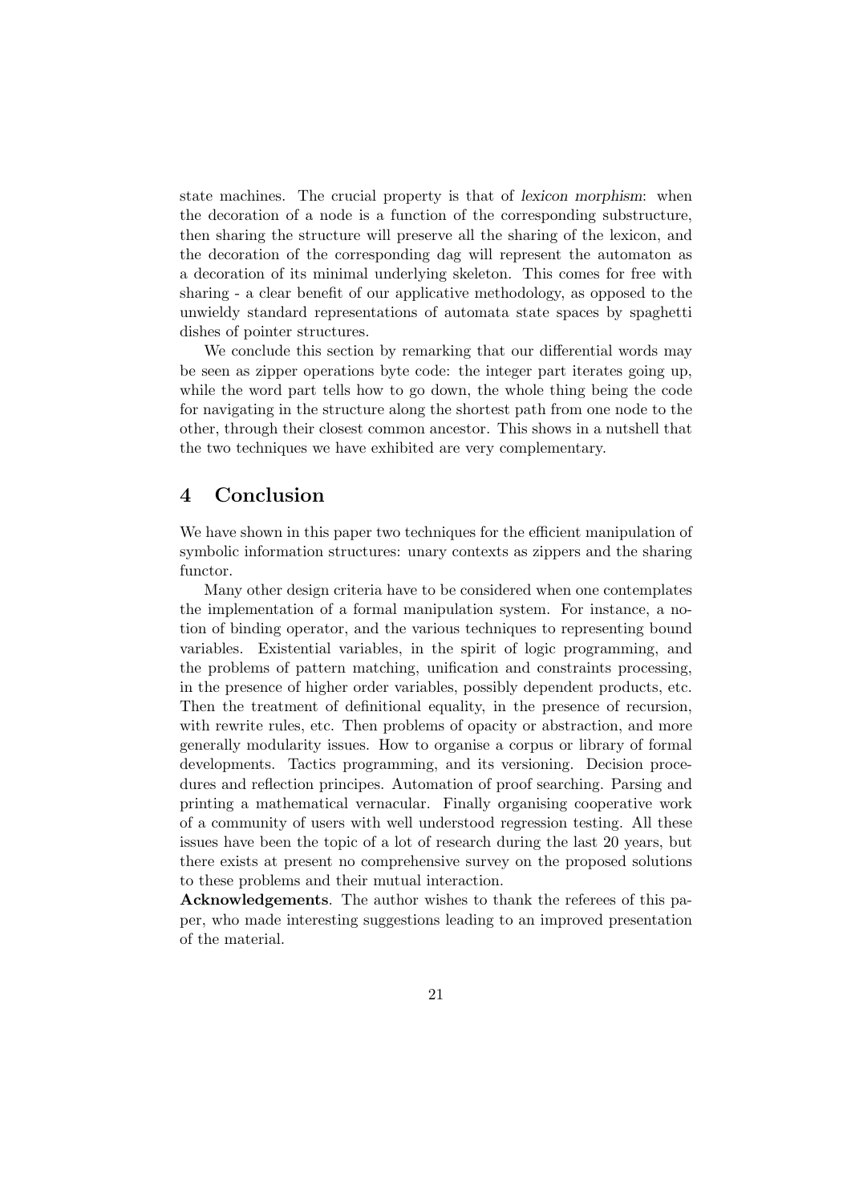state machines. The crucial property is that of *lexicon morphism*: when the decoration of a node is a function of the corresponding substructure, then sharing the structure will preserve all the sharing of the lexicon, and the decoration of the corresponding dag will represent the automaton as a decoration of its minimal underlying skeleton. This comes for free with sharing - a clear benefit of our applicative methodology, as opposed to the unwieldy standard representations of automata state spaces by spaghetti dishes of pointer structures.

We conclude this section by remarking that our differential words may be seen as zipper operations byte code: the integer part iterates going up, while the word part tells how to go down, the whole thing being the code for navigating in the structure along the shortest path from one node to the other, through their closest common ancestor. This shows in a nutshell that the two techniques we have exhibited are very complementary.

## 4 Conclusion

We have shown in this paper two techniques for the efficient manipulation of symbolic information structures: unary contexts as zippers and the sharing functor.

Many other design criteria have to be considered when one contemplates the implementation of a formal manipulation system. For instance, a notion of binding operator, and the various techniques to representing bound variables. Existential variables, in the spirit of logic programming, and the problems of pattern matching, unification and constraints processing, in the presence of higher order variables, possibly dependent products, etc. Then the treatment of definitional equality, in the presence of recursion, with rewrite rules, etc. Then problems of opacity or abstraction, and more generally modularity issues. How to organise a corpus or library of formal developments. Tactics programming, and its versioning. Decision procedures and reflection principes. Automation of proof searching. Parsing and printing a mathematical vernacular. Finally organising cooperative work of a community of users with well understood regression testing. All these issues have been the topic of a lot of research during the last 20 years, but there exists at present no comprehensive survey on the proposed solutions to these problems and their mutual interaction.

**Acknowledgements**. The author wishes to thank the referees of this paper, who made interesting suggestions leading to an improved presentation of the material.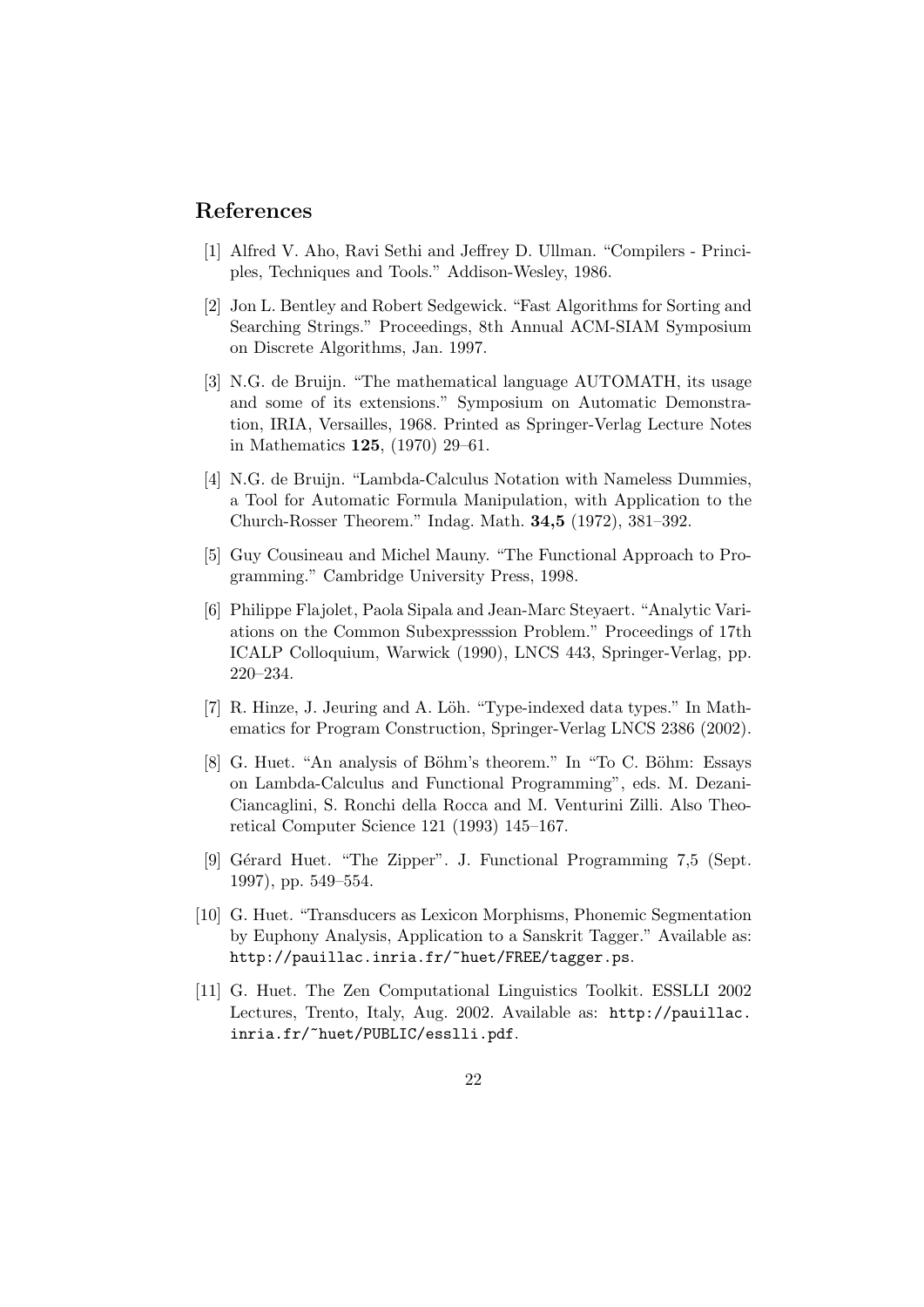## References

[1] Alfred V. Aho, Ravi Sethi and Jeffrey D. Ullman. “Compilers - Principles, Techniques and Tools.” Addison-Wesley, 1986.

[2] Jon L. Bentley and Robert Sedgewick. “Fast Algorithms for Sorting and Searching Strings.” Proceedings, 8th Annual ACM-SIAM Symposium on Discrete Algorithms, Jan. 1997.

[3] N.G. de Bruijn. “The mathematical language AUTOMATH, its usage and some of its extensions.” Symposium on Automatic Demonstration, IRIA, Versailles, 1968. Printed as Springer-Verlag Lecture Notes in Mathematics **125**, (1970) 29–61.

[4] N.G. de Bruijn. “Lambda-Calculus Notation with Nameless Dummies, a Tool for Automatic Formula Manipulation, with Application to the Church-Rosser Theorem.” Indag. Math. **34,5** (1972), 381–392.

[5] Guy Cousineau and Michel Mauny. “The Functional Approach to Programming.” Cambridge University Press, 1998.

[6] Philippe Flajolet, Paola Sipala and Jean-Marc Steyaert. “Analytic Variations on the Common Subexpresssion Problem.” Proceedings of 17th ICALP Colloquium, Warwick (1990), LNCS 443, Springer-Verlag, pp. 220–234.

[7] R. Hinze, J. Jeuring and A. Löh. “Type-indexed data types.” In Mathematics for Program Construction, Springer-Verlag LNCS 2386 (2002).

[8] G. Huet. “An analysis of Böhm’s theorem.” In “To C. Böhm: Essays on Lambda-Calculus and Functional Programming”, eds. M. Dezani-Ciancaglini, S. Ronchi della Rocca and M. Venturini Zilli. Also Theoretical Computer Science 121 (1993) 145–167.

[9] Gérard Huet. “The Zipper”. J. Functional Programming 7,5 (Sept. 1997), pp. 549–554.

[10] G. Huet. “Transducers as Lexicon Morphisms, Phonemic Segmentation by Euphony Analysis, Application to a Sanskrit Tagger.” Available as: `http://pauillac.inria.fr/~huet/FREE/tagger.ps`.

[11] G. Huet. The Zen Computational Linguistics Toolkit. ESSLLI 2002 Lectures, Trento, Italy, Aug. 2002. Available as: `http://pauillac.inria.fr/~huet/PUBLIC/esslli.pdf`.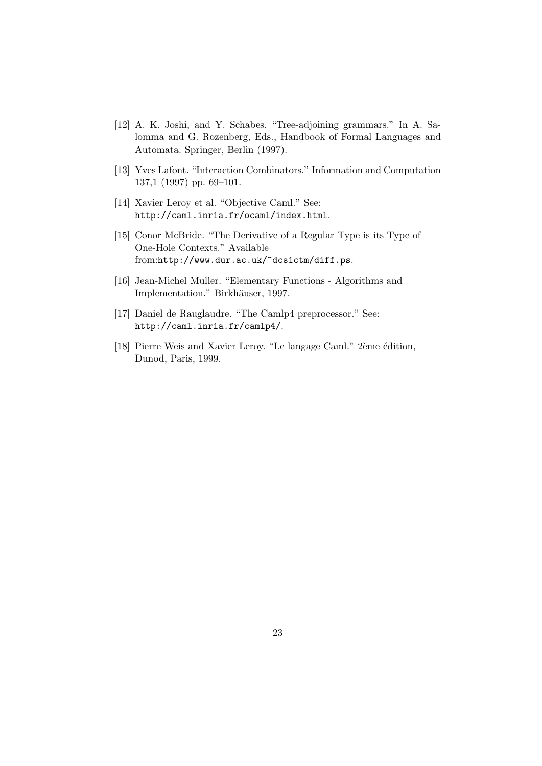[12] A. K. Joshi, and Y. Schabes. "Tree-adjoining grammars." In A. Salomma and G. Rozenberg, Eds., Handbook of Formal Languages and Automata. Springer, Berlin (1997).

[13] Yves Lafont. "Interaction Combinators." Information and Computation 137,1 (1997) pp. 69–101.

[14] Xavier Leroy et al. "Objective Caml." See: `http://caml.inria.fr/ocaml/index.html`.

[15] Conor McBride. "The Derivative of a Regular Type is its Type of One-Hole Contexts." Available from:`http://www.dur.ac.uk/~dcs1ctm/diff.ps`.

[16] Jean-Michel Muller. "Elementary Functions - Algorithms and Implementation." Birkhäuser, 1997.

[17] Daniel de Rauglaudre. "The Camlp4 preprocessor." See: `http://caml.inria.fr/camlp4/`.

[18] Pierre Weis and Xavier Leroy. "Le langage Caml." 2ème édition, Dunod, Paris, 1999.